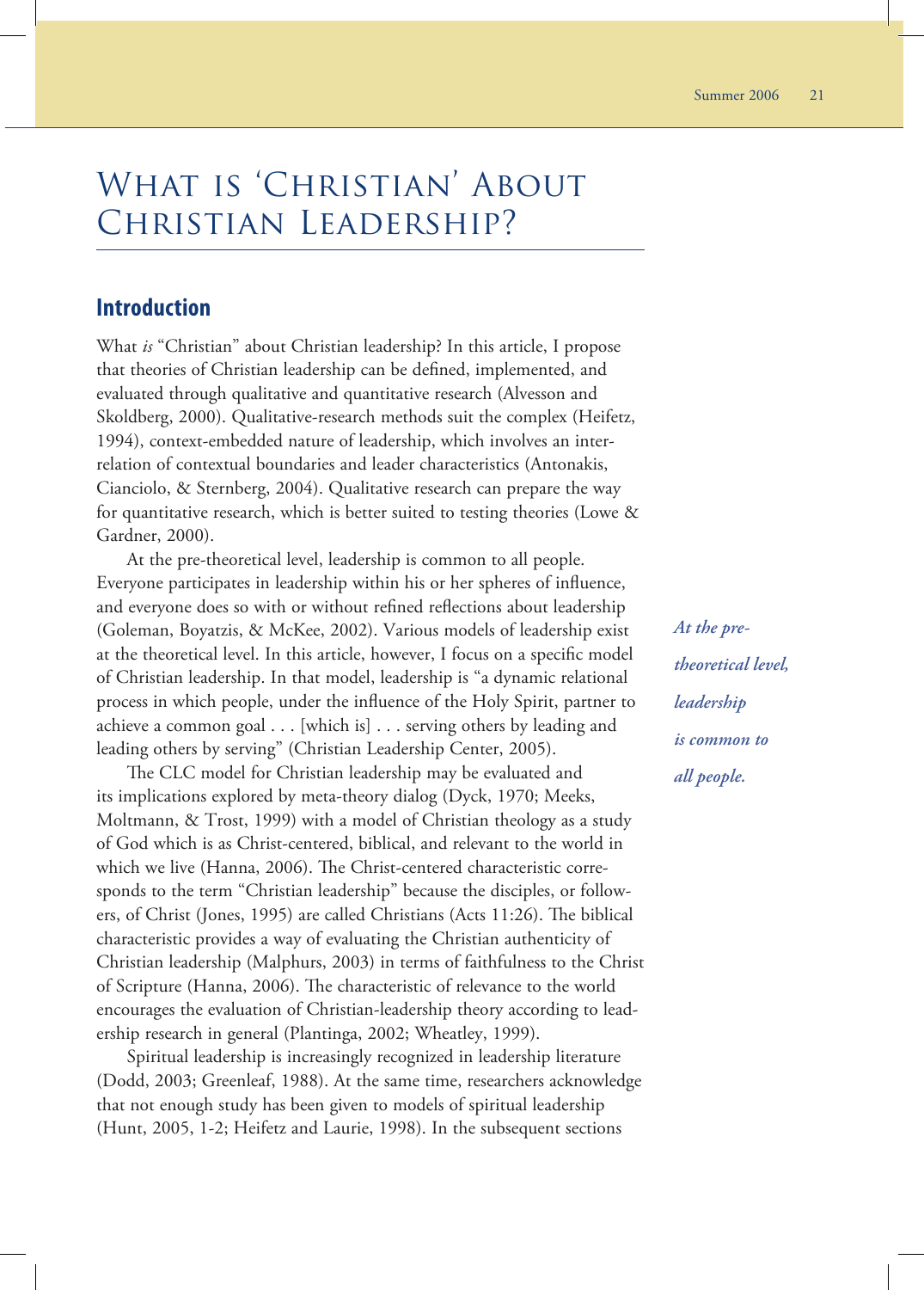# What is 'Christian' About Christian Leadership?

## Introduction

What *is* "Christian" about Christian leadership? In this article, I propose that theories of Christian leadership can be defined, implemented, and evaluated through qualitative and quantitative research (Alvesson and Skoldberg, 2000). Qualitative-research methods suit the complex (Heifetz, 1994), context-embedded nature of leadership, which involves an interrelation of contextual boundaries and leader characteristics (Antonakis, Cianciolo, & Sternberg, 2004). Qualitative research can prepare the way for quantitative research, which is better suited to testing theories (Lowe & Gardner, 2000).

At the pre-theoretical level, leadership is common to all people. Everyone participates in leadership within his or her spheres of influence, and everyone does so with or without refined reflections about leadership (Goleman, Boyatzis, & McKee, 2002). Various models of leadership exist at the theoretical level. In this article, however, I focus on a specific model of Christian leadership. In that model, leadership is "a dynamic relational process in which people, under the influence of the Holy Spirit, partner to achieve a common goal . . . [which is] . . . serving others by leading and leading others by serving" (Christian Leadership Center, 2005).

*At the pre-theoretical level, leadership is common to all people.*

The CLC model for Christian leadership may be evaluated and its implications explored by meta-theory dialog (Dyck, 1970; Meeks, Moltmann, & Trost, 1999) with a model of Christian theology as a study of God which is as Christ-centered, biblical, and relevant to the world in which we live (Hanna, 2006). The Christ-centered characteristic corresponds to the term "Christian leadership" because the disciples, or followers, of Christ (Jones, 1995) are called Christians (Acts 11:26). The biblical characteristic provides a way of evaluating the Christian authenticity of Christian leadership (Malphurs, 2003) in terms of faithfulness to the Christ of Scripture (Hanna, 2006). The characteristic of relevance to the world encourages the evaluation of Christian-leadership theory according to leadership research in general (Plantinga, 2002; Wheatley, 1999).

Spiritual leadership is increasingly recognized in leadership literature (Dodd, 2003; Greenleaf, 1988). At the same time, researchers acknowledge that not enough study has been given to models of spiritual leadership (Hunt, 2005, 1-2; Heifetz and Laurie, 1998). In the subsequent sections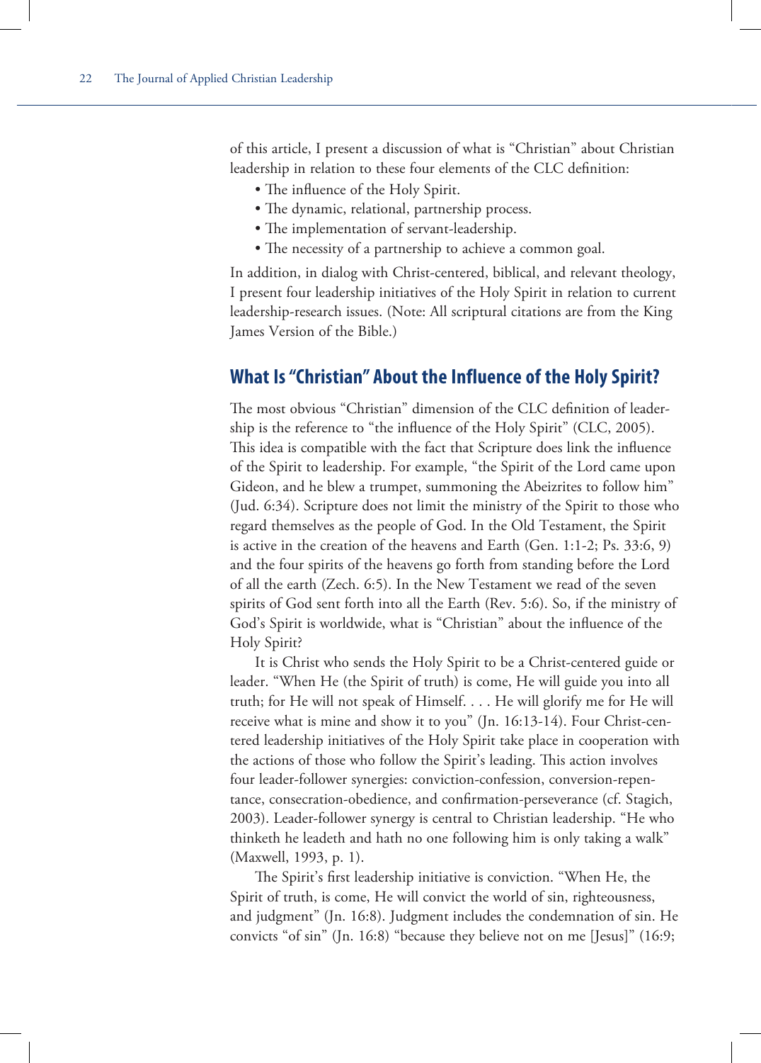of this article, I present a discussion of what is "Christian" about Christian leadership in relation to these four elements of the CLC definition:

- The influence of the Holy Spirit.
- The dynamic, relational, partnership process.
- The implementation of servant-leadership.
- The necessity of a partnership to achieve a common goal.

In addition, in dialog with Christ-centered, biblical, and relevant theology, I present four leadership initiatives of the Holy Spirit in relation to current leadership-research issues. (Note: All scriptural citations are from the King James Version of the Bible.)

## What Is "Christian" About the Influence of the Holy Spirit?

The most obvious "Christian" dimension of the CLC definition of leadership is the reference to "the influence of the Holy Spirit" (CLC, 2005). This idea is compatible with the fact that Scripture does link the influence of the Spirit to leadership. For example, "the Spirit of the Lord came upon Gideon, and he blew a trumpet, summoning the Abeizrites to follow him" (Jud. 6:34). Scripture does not limit the ministry of the Spirit to those who regard themselves as the people of God. In the Old Testament, the Spirit is active in the creation of the heavens and Earth (Gen. 1:1-2; Ps. 33:6, 9) and the four spirits of the heavens go forth from standing before the Lord of all the earth (Zech. 6:5). In the New Testament we read of the seven spirits of God sent forth into all the Earth (Rev. 5:6). So, if the ministry of God's Spirit is worldwide, what is "Christian" about the influence of the Holy Spirit?

It is Christ who sends the Holy Spirit to be a Christ-centered guide or leader. "When He (the Spirit of truth) is come, He will guide you into all truth; for He will not speak of Himself. . . . He will glorify me for He will receive what is mine and show it to you" (Jn. 16:13-14). Four Christ-centered leadership initiatives of the Holy Spirit take place in cooperation with the actions of those who follow the Spirit's leading. This action involves four leader-follower synergies: conviction-confession, conversion-repentance, consecration-obedience, and confirmation-perseverance (cf. Stagich, 2003). Leader-follower synergy is central to Christian leadership. "He who thinketh he leadeth and hath no one following him is only taking a walk" (Maxwell, 1993, p. 1).

The Spirit's first leadership initiative is conviction. "When He, the Spirit of truth, is come, He will convict the world of sin, righteousness, and judgment" (Jn. 16:8). Judgment includes the condemnation of sin. He convicts "of sin" (Jn. 16:8) "because they believe not on me [Jesus]" (16:9;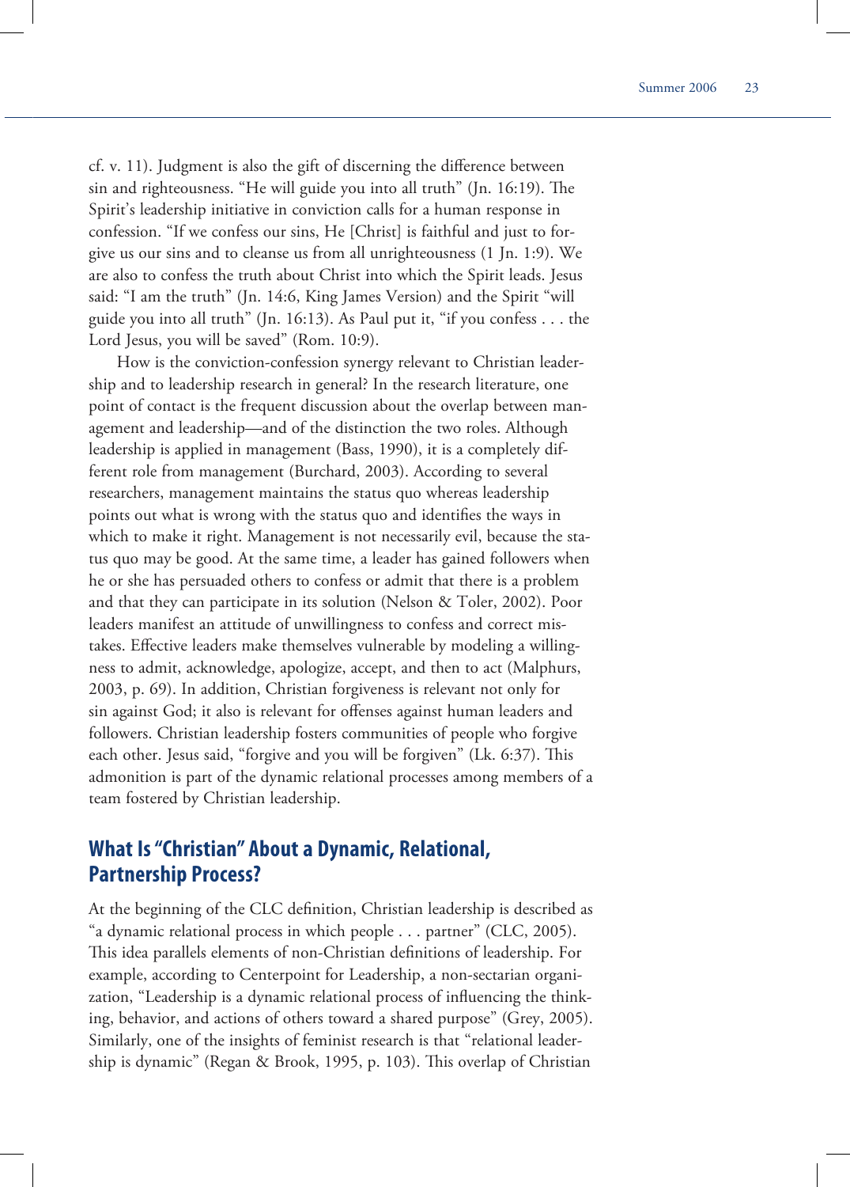cf. v. 11). Judgment is also the gift of discerning the difference between sin and righteousness. "He will guide you into all truth" (Jn. 16:19). The Spirit's leadership initiative in conviction calls for a human response in confession. "If we confess our sins, He [Christ] is faithful and just to forgive us our sins and to cleanse us from all unrighteousness (1 Jn. 1:9). We are also to confess the truth about Christ into which the Spirit leads. Jesus said: "I am the truth" (Jn. 14:6, King James Version) and the Spirit "will guide you into all truth" (Jn. 16:13). As Paul put it, "if you confess . . . the Lord Jesus, you will be saved" (Rom. 10:9).

How is the conviction-confession synergy relevant to Christian leadership and to leadership research in general? In the research literature, one point of contact is the frequent discussion about the overlap between management and leadership—and of the distinction the two roles. Although leadership is applied in management (Bass, 1990), it is a completely different role from management (Burchard, 2003). According to several researchers, management maintains the status quo whereas leadership points out what is wrong with the status quo and identifies the ways in which to make it right. Management is not necessarily evil, because the status quo may be good. At the same time, a leader has gained followers when he or she has persuaded others to confess or admit that there is a problem and that they can participate in its solution (Nelson & Toler, 2002). Poor leaders manifest an attitude of unwillingness to confess and correct mistakes. Effective leaders make themselves vulnerable by modeling a willingness to admit, acknowledge, apologize, accept, and then to act (Malphurs, 2003, p. 69). In addition, Christian forgiveness is relevant not only for sin against God; it also is relevant for offenses against human leaders and followers. Christian leadership fosters communities of people who forgive each other. Jesus said, "forgive and you will be forgiven" (Lk. 6:37). This admonition is part of the dynamic relational processes among members of a team fostered by Christian leadership.

## What Is "Christian" About a Dynamic, Relational, Partnership Process?

At the beginning of the CLC definition, Christian leadership is described as "a dynamic relational process in which people . . . partner" (CLC, 2005). This idea parallels elements of non-Christian definitions of leadership. For example, according to Centerpoint for Leadership, a non-sectarian organization, "Leadership is a dynamic relational process of influencing the thinking, behavior, and actions of others toward a shared purpose" (Grey, 2005). Similarly, one of the insights of feminist research is that "relational leadership is dynamic" (Regan & Brook, 1995, p. 103). This overlap of Christian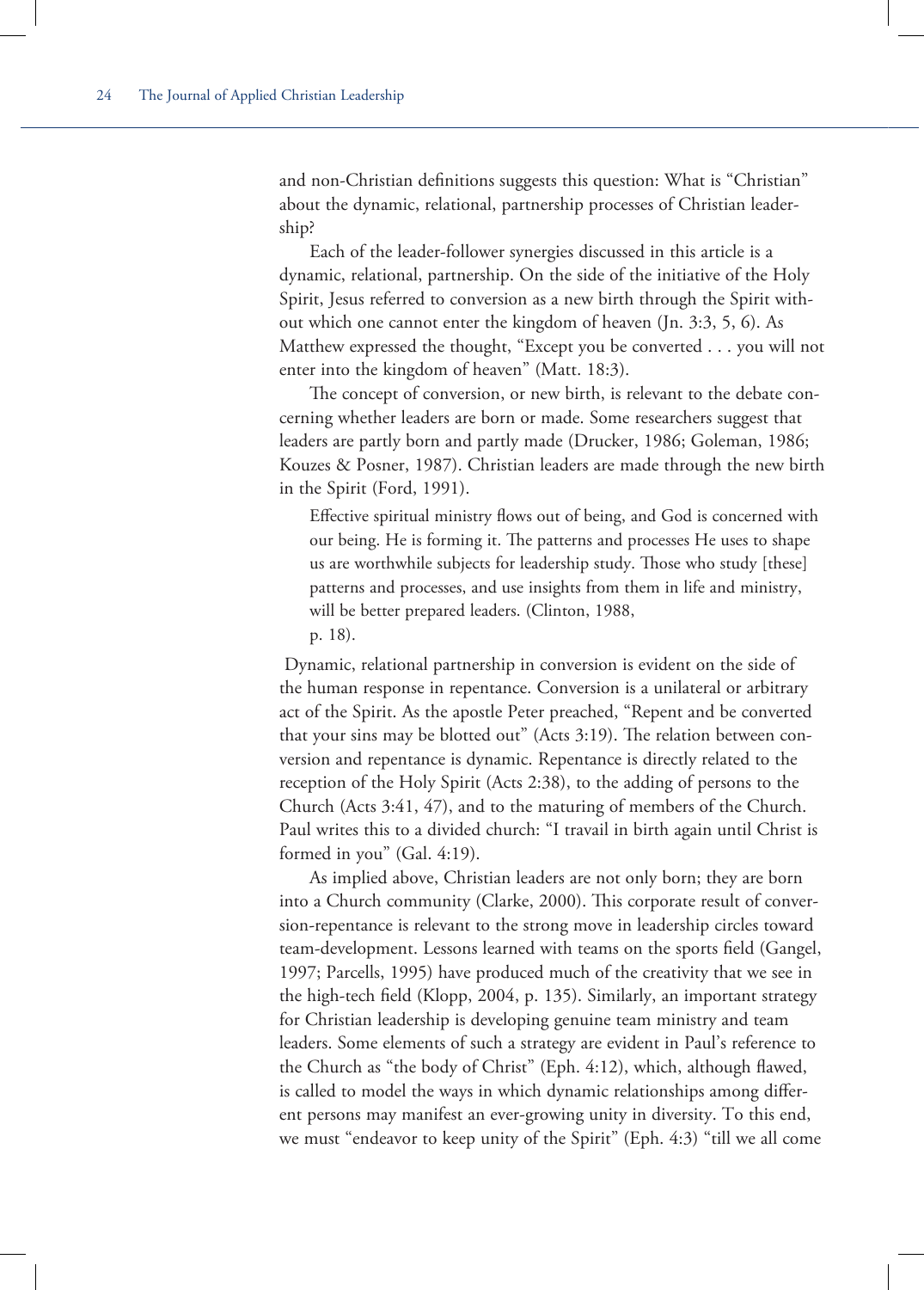and non-Christian definitions suggests this question: What is "Christian" about the dynamic, relational, partnership processes of Christian leadership?

Each of the leader-follower synergies discussed in this article is a dynamic, relational, partnership. On the side of the initiative of the Holy Spirit, Jesus referred to conversion as a new birth through the Spirit without which one cannot enter the kingdom of heaven (Jn. 3:3, 5, 6). As Matthew expressed the thought, "Except you be converted . . . you will not enter into the kingdom of heaven" (Matt. 18:3).

The concept of conversion, or new birth, is relevant to the debate concerning whether leaders are born or made. Some researchers suggest that leaders are partly born and partly made (Drucker, 1986; Goleman, 1986; Kouzes & Posner, 1987). Christian leaders are made through the new birth in the Spirit (Ford, 1991).

> Effective spiritual ministry flows out of being, and God is concerned with our being. He is forming it. The patterns and processes He uses to shape us are worthwhile subjects for leadership study. Those who study [these] patterns and processes, and use insights from them in life and ministry, will be better prepared leaders. (Clinton, 1988, p. 18).

Dynamic, relational partnership in conversion is evident on the side of the human response in repentance. Conversion is a unilateral or arbitrary act of the Spirit. As the apostle Peter preached, "Repent and be converted that your sins may be blotted out" (Acts 3:19). The relation between conversion and repentance is dynamic. Repentance is directly related to the reception of the Holy Spirit (Acts 2:38), to the adding of persons to the Church (Acts 3:41, 47), and to the maturing of members of the Church. Paul writes this to a divided church: "I travail in birth again until Christ is formed in you" (Gal. 4:19).

As implied above, Christian leaders are not only born; they are born into a Church community (Clarke, 2000). This corporate result of conversion-repentance is relevant to the strong move in leadership circles toward team-development. Lessons learned with teams on the sports field (Gangel, 1997; Parcells, 1995) have produced much of the creativity that we see in the high-tech field (Klopp, 2004, p. 135). Similarly, an important strategy for Christian leadership is developing genuine team ministry and team leaders. Some elements of such a strategy are evident in Paul's reference to the Church as "the body of Christ" (Eph. 4:12), which, although flawed, is called to model the ways in which dynamic relationships among different persons may manifest an ever-growing unity in diversity. To this end, we must "endeavor to keep unity of the Spirit" (Eph. 4:3) "till we all come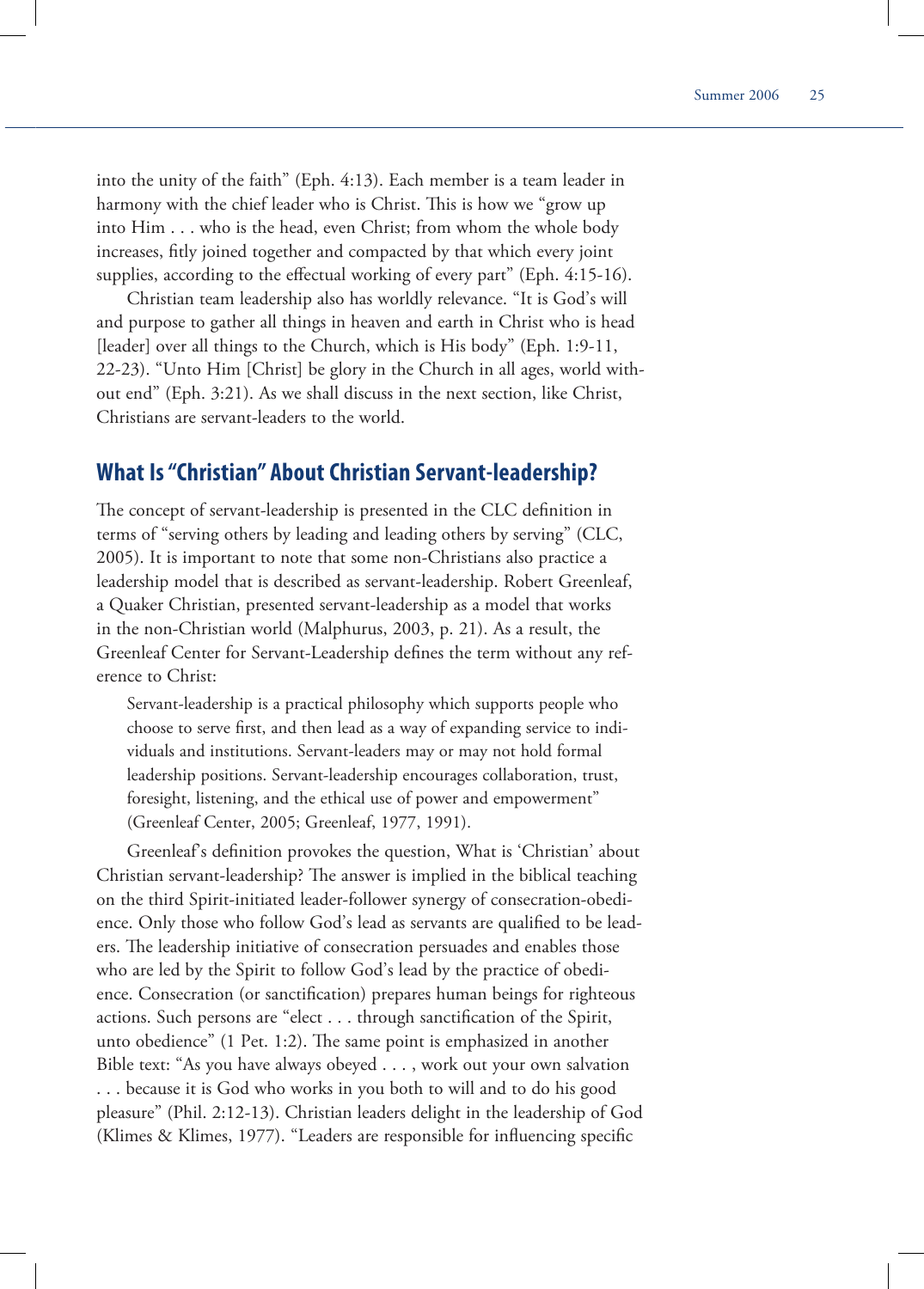into the unity of the faith" (Eph. 4:13). Each member is a team leader in harmony with the chief leader who is Christ. This is how we "grow up into Him . . . who is the head, even Christ; from whom the whole body increases, fitly joined together and compacted by that which every joint supplies, according to the effectual working of every part" (Eph. 4:15-16).

Christian team leadership also has worldly relevance. "It is God's will and purpose to gather all things in heaven and earth in Christ who is head [leader] over all things to the Church, which is His body" (Eph. 1:9-11, 22-23). "Unto Him [Christ] be glory in the Church in all ages, world without end" (Eph. 3:21). As we shall discuss in the next section, like Christ, Christians are servant-leaders to the world.

## What Is "Christian" About Christian Servant-leadership?

The concept of servant-leadership is presented in the CLC definition in terms of "serving others by leading and leading others by serving" (CLC, 2005). It is important to note that some non-Christians also practice a leadership model that is described as servant-leadership. Robert Greenleaf, a Quaker Christian, presented servant-leadership as a model that works in the non-Christian world (Malphurus, 2003, p. 21). As a result, the Greenleaf Center for Servant-Leadership defines the term without any reference to Christ:

> Servant-leadership is a practical philosophy which supports people who choose to serve first, and then lead as a way of expanding service to individuals and institutions. Servant-leaders may or may not hold formal leadership positions. Servant-leadership encourages collaboration, trust, foresight, listening, and the ethical use of power and empowerment" (Greenleaf Center, 2005; Greenleaf, 1977, 1991).

Greenleaf's definition provokes the question, What is 'Christian' about Christian servant-leadership? The answer is implied in the biblical teaching on the third Spirit-initiated leader-follower synergy of consecration-obedience. Only those who follow God's lead as servants are qualified to be leaders. The leadership initiative of consecration persuades and enables those who are led by the Spirit to follow God's lead by the practice of obedience. Consecration (or sanctification) prepares human beings for righteous actions. Such persons are "elect . . . through sanctification of the Spirit, unto obedience" (1 Pet. 1:2). The same point is emphasized in another Bible text: "As you have always obeyed . . . , work out your own salvation . . . because it is God who works in you both to will and to do his good pleasure" (Phil. 2:12-13). Christian leaders delight in the leadership of God (Klimes & Klimes, 1977). "Leaders are responsible for influencing specific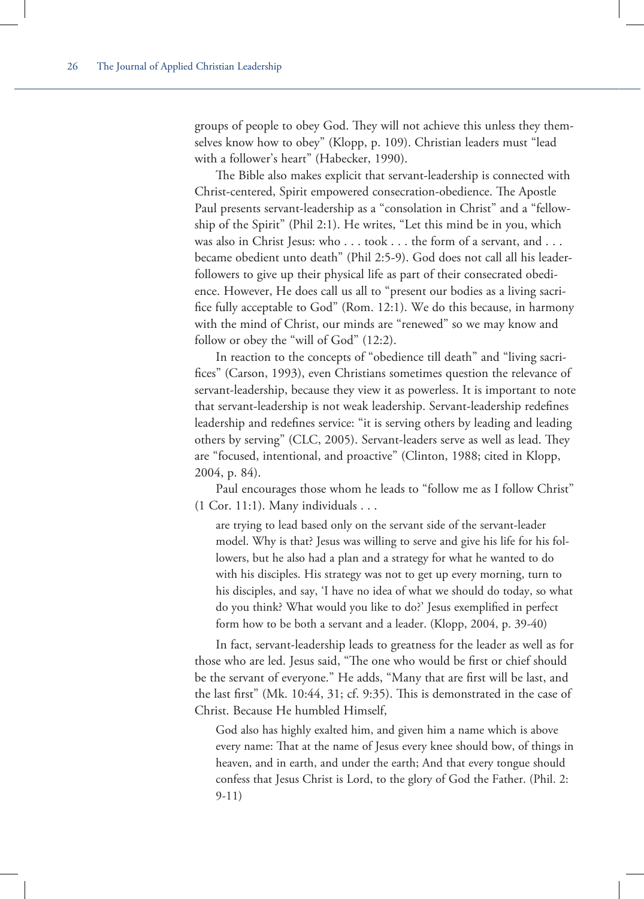groups of people to obey God. They will not achieve this unless they themselves know how to obey" (Klopp, p. 109). Christian leaders must "lead with a follower's heart" (Habecker, 1990).

The Bible also makes explicit that servant-leadership is connected with Christ-centered, Spirit empowered consecration-obedience. The Apostle Paul presents servant-leadership as a "consolation in Christ" and a "fellowship of the Spirit" (Phil 2:1). He writes, "Let this mind be in you, which was also in Christ Jesus: who . . . took . . . the form of a servant, and . . . became obedient unto death" (Phil 2:5-9). God does not call all his leader-followers to give up their physical life as part of their consecrated obedience. However, He does call us all to "present our bodies as a living sacrifice fully acceptable to God" (Rom. 12:1). We do this because, in harmony with the mind of Christ, our minds are "renewed" so we may know and follow or obey the "will of God" (12:2).

In reaction to the concepts of "obedience till death" and "living sacrifices" (Carson, 1993), even Christians sometimes question the relevance of servant-leadership, because they view it as powerless. It is important to note that servant-leadership is not weak leadership. Servant-leadership redefines leadership and redefines service: "it is serving others by leading and leading others by serving" (CLC, 2005). Servant-leaders serve as well as lead. They are "focused, intentional, and proactive" (Clinton, 1988; cited in Klopp, 2004, p. 84).

Paul encourages those whom he leads to "follow me as I follow Christ" (1 Cor. 11:1). Many individuals . . .

> are trying to lead based only on the servant side of the servant-leader model. Why is that? Jesus was willing to serve and give his life for his followers, but he also had a plan and a strategy for what he wanted to do with his disciples. His strategy was not to get up every morning, turn to his disciples, and say, 'I have no idea of what we should do today, so what do you think? What would you like to do?' Jesus exemplified in perfect form how to be both a servant and a leader. (Klopp, 2004, p. 39-40)

In fact, servant-leadership leads to greatness for the leader as well as for those who are led. Jesus said, "The one who would be first or chief should be the servant of everyone." He adds, "Many that are first will be last, and the last first" (Mk. 10:44, 31; cf. 9:35). This is demonstrated in the case of Christ. Because He humbled Himself,

> God also has highly exalted him, and given him a name which is above every name: That at the name of Jesus every knee should bow, of things in heaven, and in earth, and under the earth; And that every tongue should confess that Jesus Christ is Lord, to the glory of God the Father. (Phil. 2: 9-11)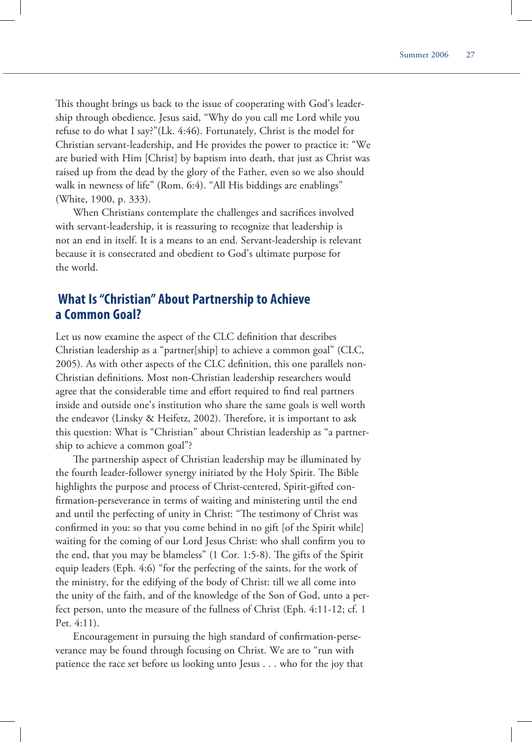This thought brings us back to the issue of cooperating with God's leadership through obedience. Jesus said, "Why do you call me Lord while you refuse to do what I say?"(Lk. 4:46). Fortunately, Christ is the model for Christian servant-leadership, and He provides the power to practice it: "We are buried with Him [Christ] by baptism into death, that just as Christ was raised up from the dead by the glory of the Father, even so we also should walk in newness of life" (Rom. 6:4). "All His biddings are enablings" (White, 1900, p. 333).

When Christians contemplate the challenges and sacrifices involved with servant-leadership, it is reassuring to recognize that leadership is not an end in itself. It is a means to an end. Servant-leadership is relevant because it is consecrated and obedient to God's ultimate purpose for the world.

## What Is "Christian" About Partnership to Achieve a Common Goal?

Let us now examine the aspect of the CLC definition that describes Christian leadership as a "partner[ship] to achieve a common goal" (CLC, 2005). As with other aspects of the CLC definition, this one parallels non-Christian definitions. Most non-Christian leadership researchers would agree that the considerable time and effort required to find real partners inside and outside one's institution who share the same goals is well worth the endeavor (Linsky & Heifetz, 2002). Therefore, it is important to ask this question: What is "Christian" about Christian leadership as "a partnership to achieve a common goal"?

The partnership aspect of Christian leadership may be illuminated by the fourth leader-follower synergy initiated by the Holy Spirit. The Bible highlights the purpose and process of Christ-centered, Spirit-gifted confirmation-perseverance in terms of waiting and ministering until the end and until the perfecting of unity in Christ: "The testimony of Christ was confirmed in you: so that you come behind in no gift [of the Spirit while] waiting for the coming of our Lord Jesus Christ: who shall confirm you to the end, that you may be blameless" (1 Cor. 1:5-8). The gifts of the Spirit equip leaders (Eph. 4:6) "for the perfecting of the saints, for the work of the ministry, for the edifying of the body of Christ: till we all come into the unity of the faith, and of the knowledge of the Son of God, unto a perfect person, unto the measure of the fullness of Christ (Eph. 4:11-12; cf. 1 Pet. 4:11).

Encouragement in pursuing the high standard of confirmation-perseverance may be found through focusing on Christ. We are to "run with patience the race set before us looking unto Jesus . . . who for the joy that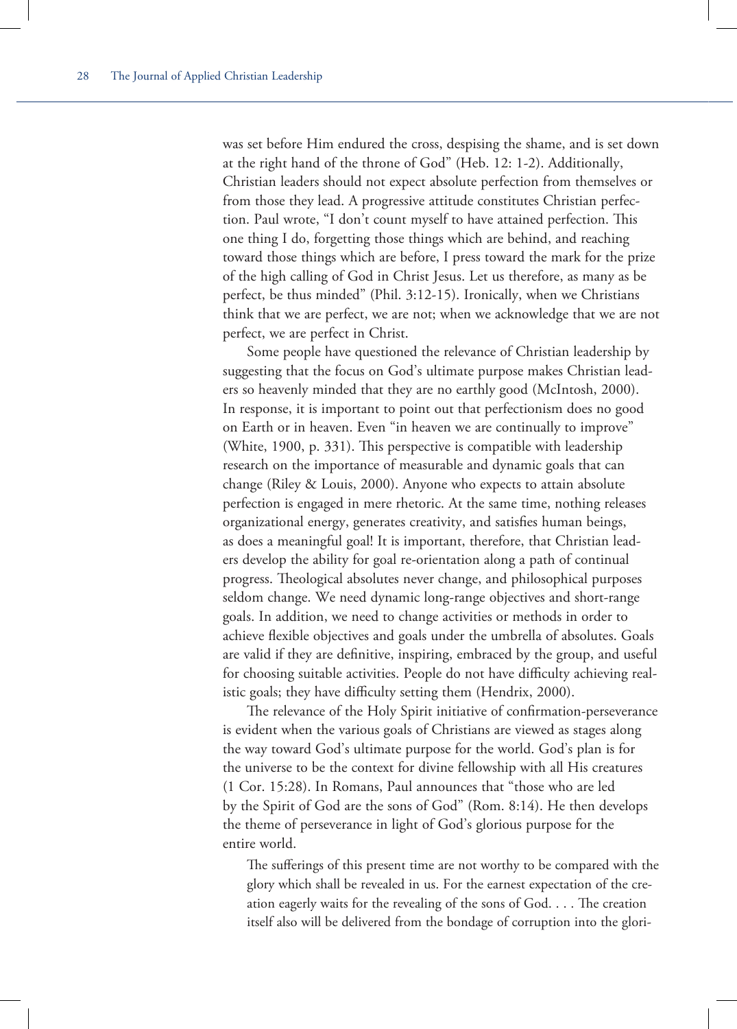was set before Him endured the cross, despising the shame, and is set down at the right hand of the throne of God" (Heb. 12: 1-2). Additionally, Christian leaders should not expect absolute perfection from themselves or from those they lead. A progressive attitude constitutes Christian perfection. Paul wrote, "I don't count myself to have attained perfection. This one thing I do, forgetting those things which are behind, and reaching toward those things which are before, I press toward the mark for the prize of the high calling of God in Christ Jesus. Let us therefore, as many as be perfect, be thus minded" (Phil. 3:12-15). Ironically, when we Christians think that we are perfect, we are not; when we acknowledge that we are not perfect, we are perfect in Christ.

Some people have questioned the relevance of Christian leadership by suggesting that the focus on God's ultimate purpose makes Christian leaders so heavenly minded that they are no earthly good (McIntosh, 2000). In response, it is important to point out that perfectionism does no good on Earth or in heaven. Even "in heaven we are continually to improve" (White, 1900, p. 331). This perspective is compatible with leadership research on the importance of measurable and dynamic goals that can change (Riley & Louis, 2000). Anyone who expects to attain absolute perfection is engaged in mere rhetoric. At the same time, nothing releases organizational energy, generates creativity, and satisfies human beings, as does a meaningful goal! It is important, therefore, that Christian leaders develop the ability for goal re-orientation along a path of continual progress. Theological absolutes never change, and philosophical purposes seldom change. We need dynamic long-range objectives and short-range goals. In addition, we need to change activities or methods in order to achieve flexible objectives and goals under the umbrella of absolutes. Goals are valid if they are definitive, inspiring, embraced by the group, and useful for choosing suitable activities. People do not have difficulty achieving realistic goals; they have difficulty setting them (Hendrix, 2000).

The relevance of the Holy Spirit initiative of confirmation-perseverance is evident when the various goals of Christians are viewed as stages along the way toward God's ultimate purpose for the world. God's plan is for the universe to be the context for divine fellowship with all His creatures (1 Cor. 15:28). In Romans, Paul announces that "those who are led by the Spirit of God are the sons of God" (Rom. 8:14). He then develops the theme of perseverance in light of God's glorious purpose for the entire world.

> The sufferings of this present time are not worthy to be compared with the glory which shall be revealed in us. For the earnest expectation of the creation eagerly waits for the revealing of the sons of God. . . . The creation itself also will be delivered from the bondage of corruption into the glori-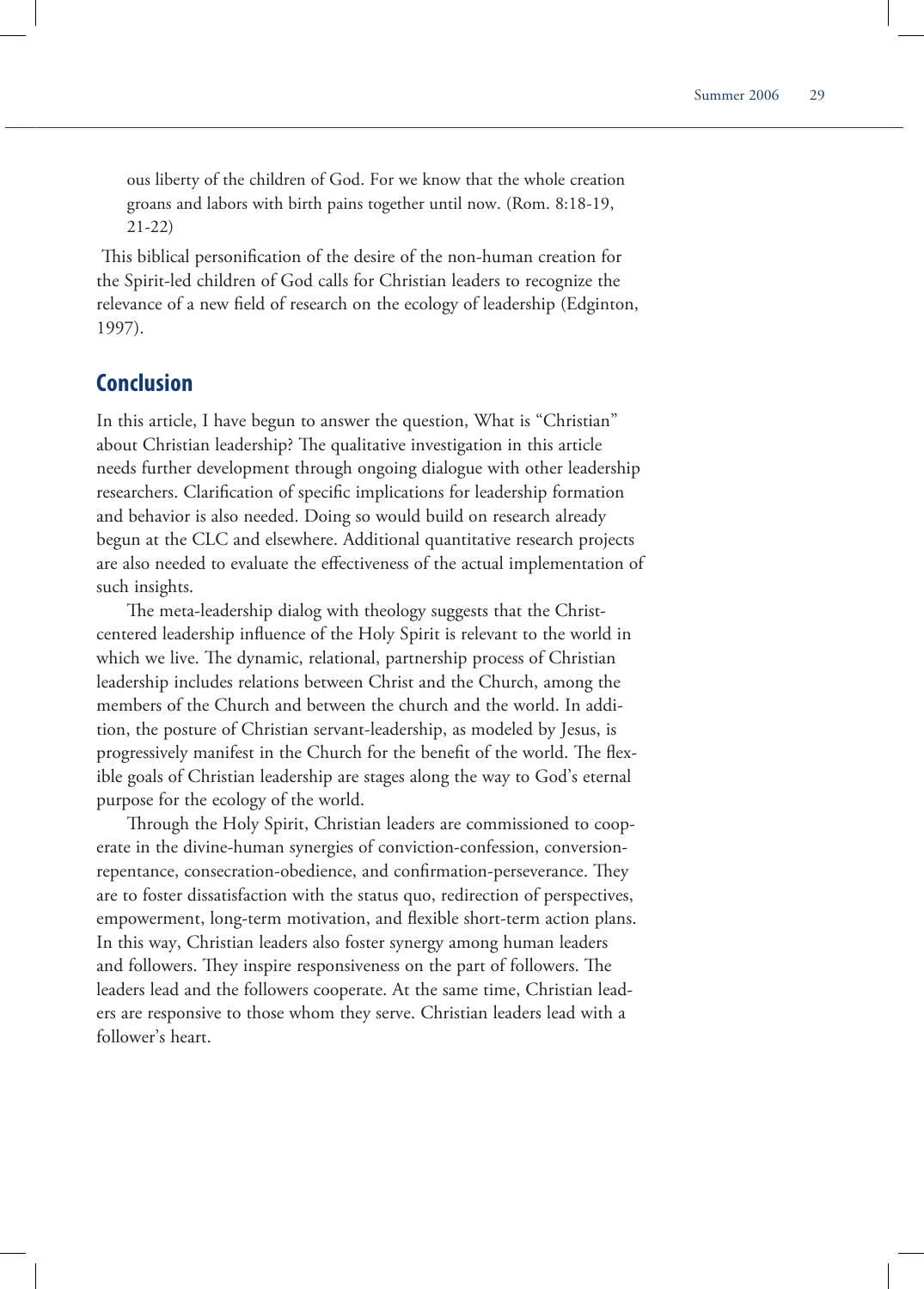> ous liberty of the children of God. For we know that the whole creation groans and labors with birth pains together until now. (Rom. 8:18-19, 21-22)

This biblical personification of the desire of the non-human creation for the Spirit-led children of God calls for Christian leaders to recognize the relevance of a new field of research on the ecology of leadership (Edginton, 1997).

## Conclusion

In this article, I have begun to answer the question, What is "Christian" about Christian leadership? The qualitative investigation in this article needs further development through ongoing dialogue with other leadership researchers. Clarification of specific implications for leadership formation and behavior is also needed. Doing so would build on research already begun at the CLC and elsewhere. Additional quantitative research projects are also needed to evaluate the effectiveness of the actual implementation of such insights.

The meta-leadership dialog with theology suggests that the Christ-centered leadership influence of the Holy Spirit is relevant to the world in which we live. The dynamic, relational, partnership process of Christian leadership includes relations between Christ and the Church, among the members of the Church and between the church and the world. In addition, the posture of Christian servant-leadership, as modeled by Jesus, is progressively manifest in the Church for the benefit of the world. The flexible goals of Christian leadership are stages along the way to God's eternal purpose for the ecology of the world.

Through the Holy Spirit, Christian leaders are commissioned to cooperate in the divine-human synergies of conviction-confession, conversion-repentance, consecration-obedience, and confirmation-perseverance. They are to foster dissatisfaction with the status quo, redirection of perspectives, empowerment, long-term motivation, and flexible short-term action plans. In this way, Christian leaders also foster synergy among human leaders and followers. They inspire responsiveness on the part of followers. The leaders lead and the followers cooperate. At the same time, Christian leaders are responsive to those whom they serve. Christian leaders lead with a follower's heart.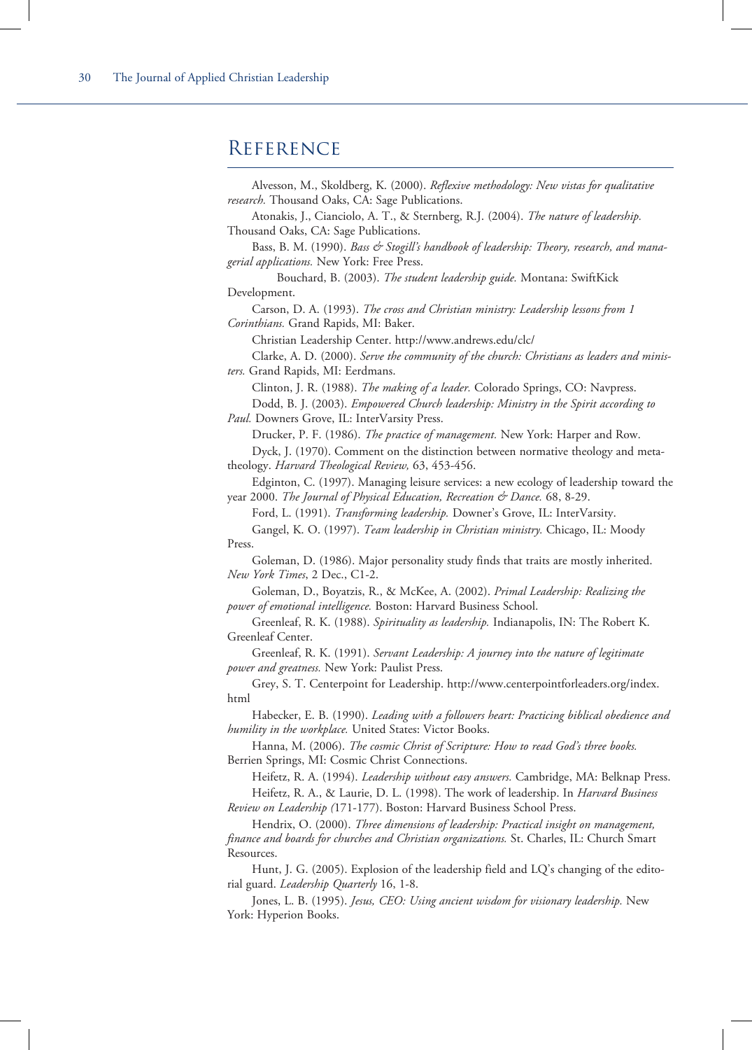# Reference

Alvesson, M., Skoldberg, K. (2000). *Reflexive methodology: New vistas for qualitative research.* Thousand Oaks, CA: Sage Publications.

Atonakis, J., Cianciolo, A. T., & Sternberg, R.J. (2004). *The nature of leadership.* Thousand Oaks, CA: Sage Publications.

Bass, B. M. (1990). *Bass & Stogill's handbook of leadership: Theory, research, and managerial applications.* New York: Free Press.

Bouchard, B. (2003). *The student leadership guide.* Montana: SwiftKick Development.

Carson, D. A. (1993). *The cross and Christian ministry: Leadership lessons from 1 Corinthians.* Grand Rapids, MI: Baker.

Christian Leadership Center. http://www.andrews.edu/clc/

Clarke, A. D. (2000). *Serve the community of the church: Christians as leaders and ministers.* Grand Rapids, MI: Eerdmans.

Clinton, J. R. (1988). *The making of a leader.* Colorado Springs, CO: Navpress.

Dodd, B. J. (2003). *Empowered Church leadership: Ministry in the Spirit according to Paul.* Downers Grove, IL: InterVarsity Press.

Drucker, P. F. (1986). *The practice of management.* New York: Harper and Row.

Dyck, J. (1970). Comment on the distinction between normative theology and metatheology. *Harvard Theological Review,* 63, 453-456.

Edginton, C. (1997). Managing leisure services: a new ecology of leadership toward the year 2000. *The Journal of Physical Education, Recreation & Dance.* 68, 8-29.

Ford, L. (1991). *Transforming leadership.* Downer's Grove, IL: InterVarsity.

Gangel, K. O. (1997). *Team leadership in Christian ministry.* Chicago, IL: Moody Press.

Goleman, D. (1986). Major personality study finds that traits are mostly inherited. *New York Times*, 2 Dec., C1-2.

Goleman, D., Boyatzis, R., & McKee, A. (2002). *Primal Leadership: Realizing the power of emotional intelligence.* Boston: Harvard Business School.

Greenleaf, R. K. (1988). *Spirituality as leadership.* Indianapolis, IN: The Robert K. Greenleaf Center.

Greenleaf, R. K. (1991). *Servant Leadership: A journey into the nature of legitimate power and greatness.* New York: Paulist Press.

Grey, S. T. Centerpoint for Leadership. http://www.centerpointforleaders.org/index.html

Habecker, E. B. (1990). *Leading with a followers heart: Practicing biblical obedience and humility in the workplace.* United States: Victor Books.

Hanna, M. (2006). *The cosmic Christ of Scripture: How to read God's three books.* Berrien Springs, MI: Cosmic Christ Connections.

Heifetz, R. A. (1994). *Leadership without easy answers.* Cambridge, MA: Belknap Press.

Heifetz, R. A., & Laurie, D. L. (1998). The work of leadership. In *Harvard Business Review on Leadership (*171-177). Boston: Harvard Business School Press.

Hendrix, O. (2000). *Three dimensions of leadership: Practical insight on management, finance and boards for churches and Christian organizations.* St. Charles, IL: Church Smart Resources.

Hunt, J. G. (2005). Explosion of the leadership field and LQ's changing of the editorial guard. *Leadership Quarterly* 16, 1-8.

Jones, L. B. (1995). *Jesus, CEO: Using ancient wisdom for visionary leadership.* New York: Hyperion Books.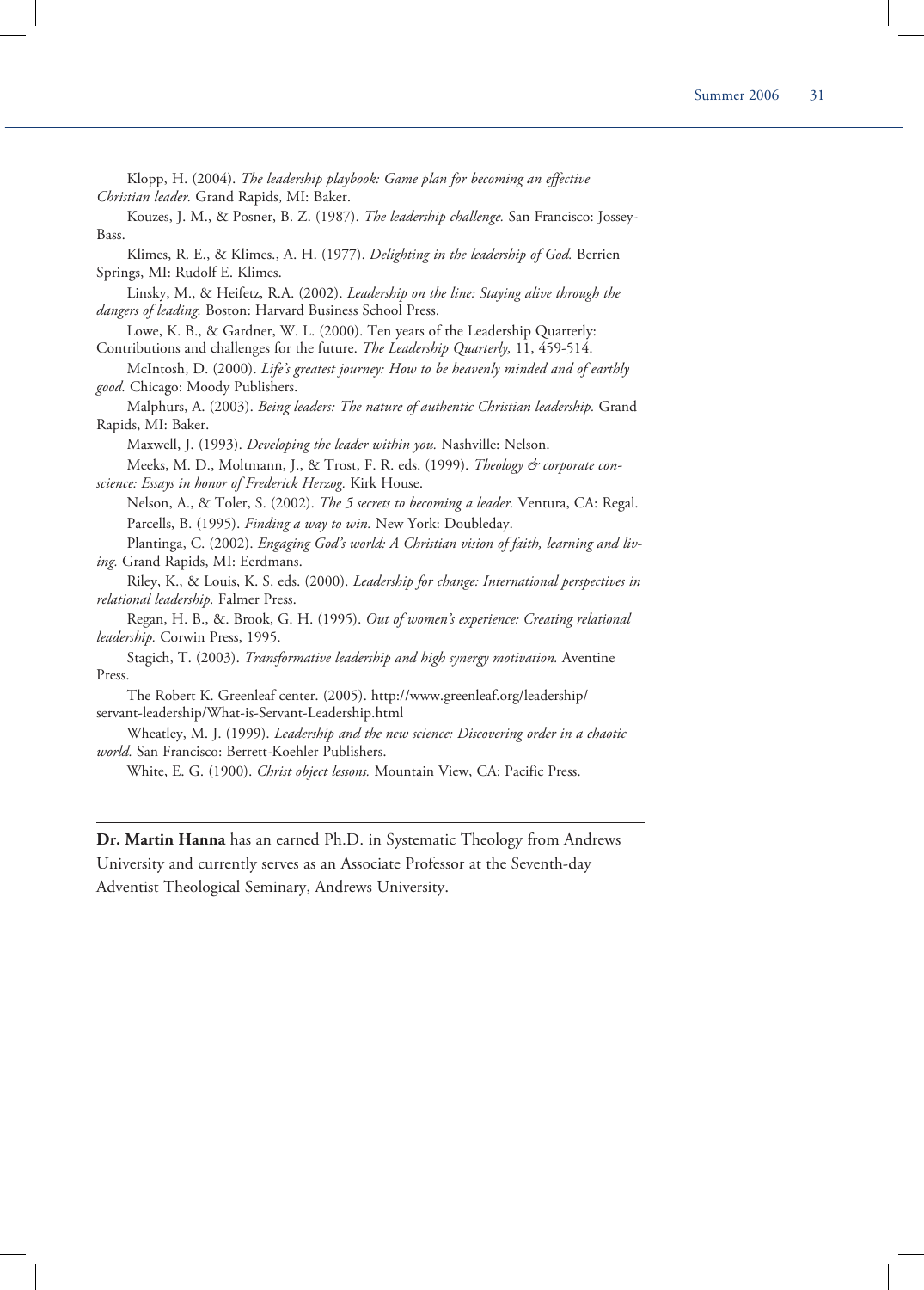Klopp, H. (2004). *The leadership playbook: Game plan for becoming an effective Christian leader.* Grand Rapids, MI: Baker.

Kouzes, J. M., & Posner, B. Z. (1987). *The leadership challenge.* San Francisco: Jossey-Bass.

Klimes, R. E., & Klimes., A. H. (1977). *Delighting in the leadership of God.* Berrien Springs, MI: Rudolf E. Klimes.

Linsky, M., & Heifetz, R.A. (2002). *Leadership on the line: Staying alive through the dangers of leading.* Boston: Harvard Business School Press.

Lowe, K. B., & Gardner, W. L. (2000). Ten years of the Leadership Quarterly: Contributions and challenges for the future. *The Leadership Quarterly,* 11, 459-514.

McIntosh, D. (2000). *Life's greatest journey: How to be heavenly minded and of earthly good.* Chicago: Moody Publishers.

Malphurs, A. (2003). *Being leaders: The nature of authentic Christian leadership.* Grand Rapids, MI: Baker.

Maxwell, J. (1993). *Developing the leader within you.* Nashville: Nelson.

Meeks, M. D., Moltmann, J., & Trost, F. R. eds. (1999). *Theology & corporate conscience: Essays in honor of Frederick Herzog.* Kirk House.

Nelson, A., & Toler, S. (2002). *The 5 secrets to becoming a leader.* Ventura, CA: Regal.

Parcells, B. (1995). *Finding a way to win.* New York: Doubleday.

Plantinga, C. (2002). *Engaging God's world: A Christian vision of faith, learning and living.* Grand Rapids, MI: Eerdmans.

Riley, K., & Louis, K. S. eds. (2000). *Leadership for change: International perspectives in relational leadership.* Falmer Press.

Regan, H. B., &. Brook, G. H. (1995). *Out of women's experience: Creating relational leadership.* Corwin Press, 1995.

Stagich, T. (2003). *Transformative leadership and high synergy motivation.* Aventine Press.

The Robert K. Greenleaf center. (2005). http://www.greenleaf.org/leadership/servant-leadership/What-is-Servant-Leadership.html

Wheatley, M. J. (1999). *Leadership and the new science: Discovering order in a chaotic world.* San Francisco: Berrett-Koehler Publishers.

White, E. G. (1900). *Christ object lessons.* Mountain View, CA: Pacific Press.

---

**Dr. Martin Hanna** has an earned Ph.D. in Systematic Theology from Andrews University and currently serves as an Associate Professor at the Seventh-day Adventist Theological Seminary, Andrews University.